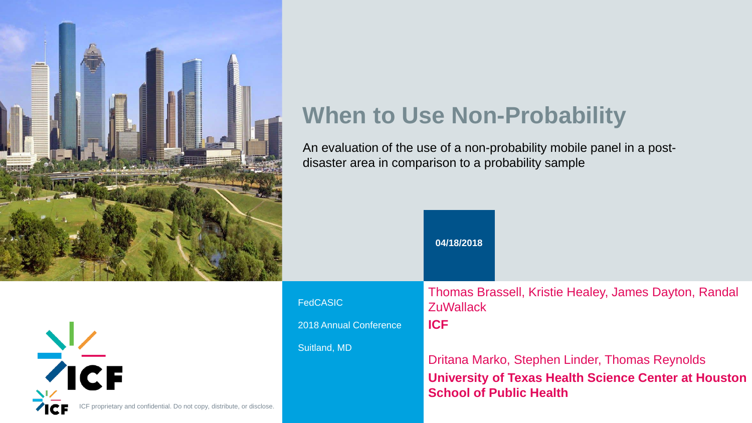# When to Use Non-Probability

An evaluation of the use of a non-probability mobile panel in a post-disaster area in comparison to a probability sample

**04/18/2018**

FedCASIC

2018 Annual Conference

Suitland, MD

Thomas Brassell, Kristie Healey, James Dayton, Randal ZuWallack

**ICF**

Dritana Marko, Stephen Linder, Thomas Reynolds

**University of Texas Health Science Center at Houston School of Public Health**

ICF proprietary and confidential. Do not copy, distribute, or disclose.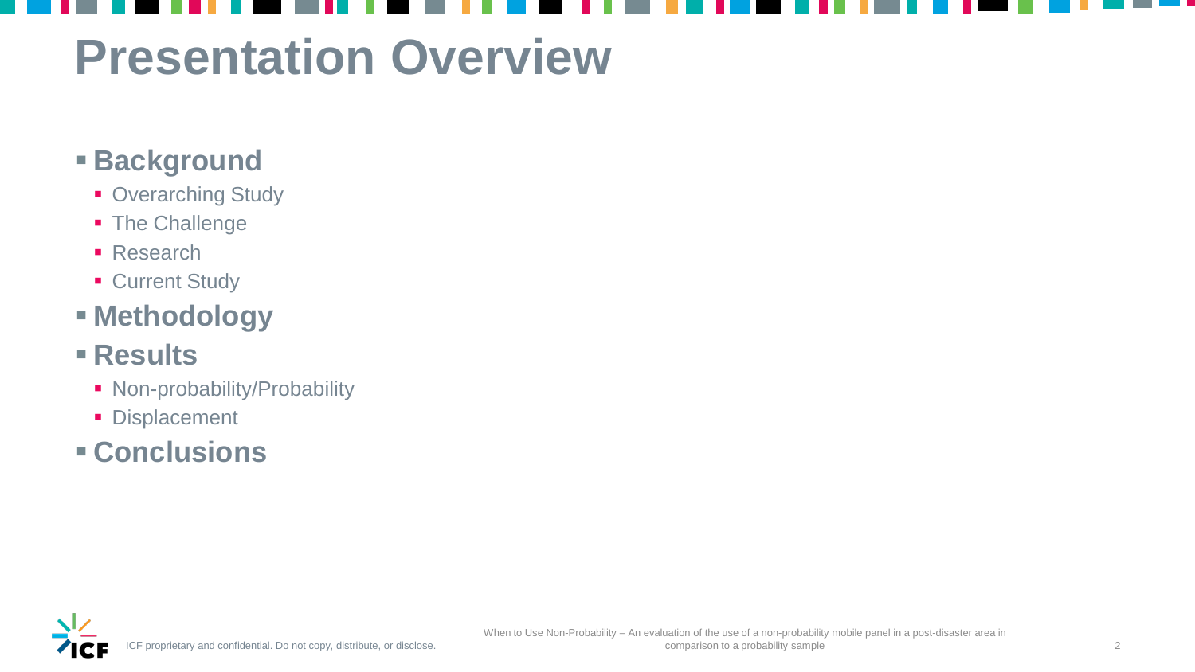# Presentation Overview

- **Background**
  - Overarching Study
  - The Challenge
  - Research
  - Current Study
- **Methodology**
- **Results**
  - Non-probability/Probability
  - Displacement
- **Conclusions**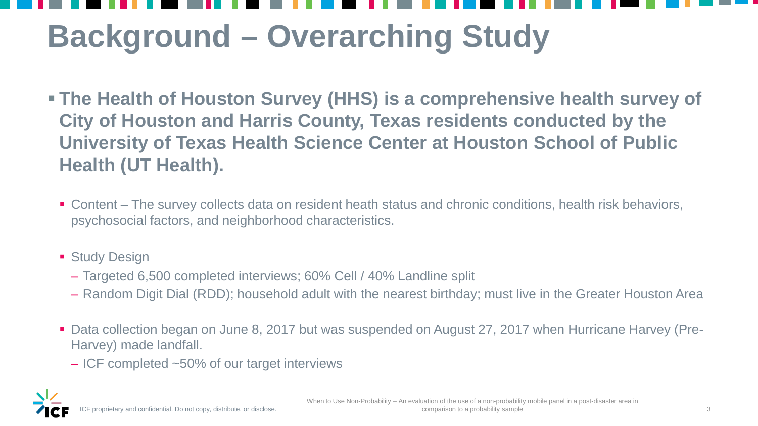# Background – Overarching Study

- **The Health of Houston Survey (HHS) is a comprehensive health survey of City of Houston and Harris County, Texas residents conducted by the University of Texas Health Science Center at Houston School of Public Health (UT Health).**
  - Content – The survey collects data on resident heath status and chronic conditions, health risk behaviors, psychosocial factors, and neighborhood characteristics.
  - Study Design
    - Targeted 6,500 completed interviews; 60% Cell / 40% Landline split
    - Random Digit Dial (RDD); household adult with the nearest birthday; must live in the Greater Houston Area
  - Data collection began on June 8, 2017 but was suspended on August 27, 2017 when Hurricane Harvey (Pre-Harvey) made landfall.
    - ICF completed ~50% of our target interviews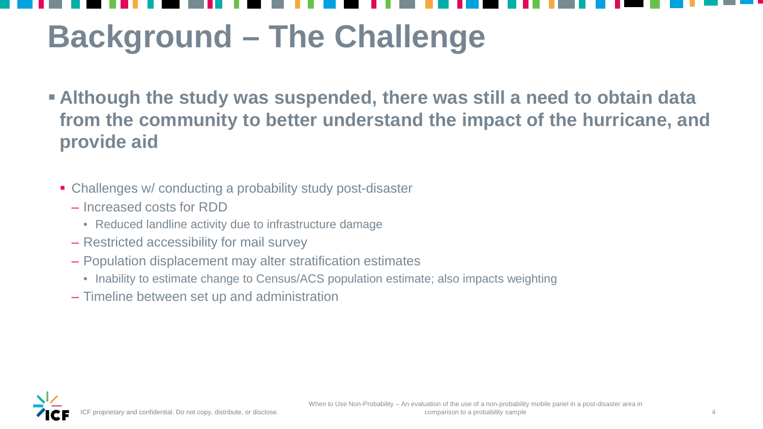# Background – The Challenge

- **Although the study was suspended, there was still a need to obtain data from the community to better understand the impact of the hurricane, and provide aid**
  - Challenges w/ conducting a probability study post-disaster
    - Increased costs for RDD
      - Reduced landline activity due to infrastructure damage
    - Restricted accessibility for mail survey
    - Population displacement may alter stratification estimates
      - Inability to estimate change to Census/ACS population estimate; also impacts weighting
    - Timeline between set up and administration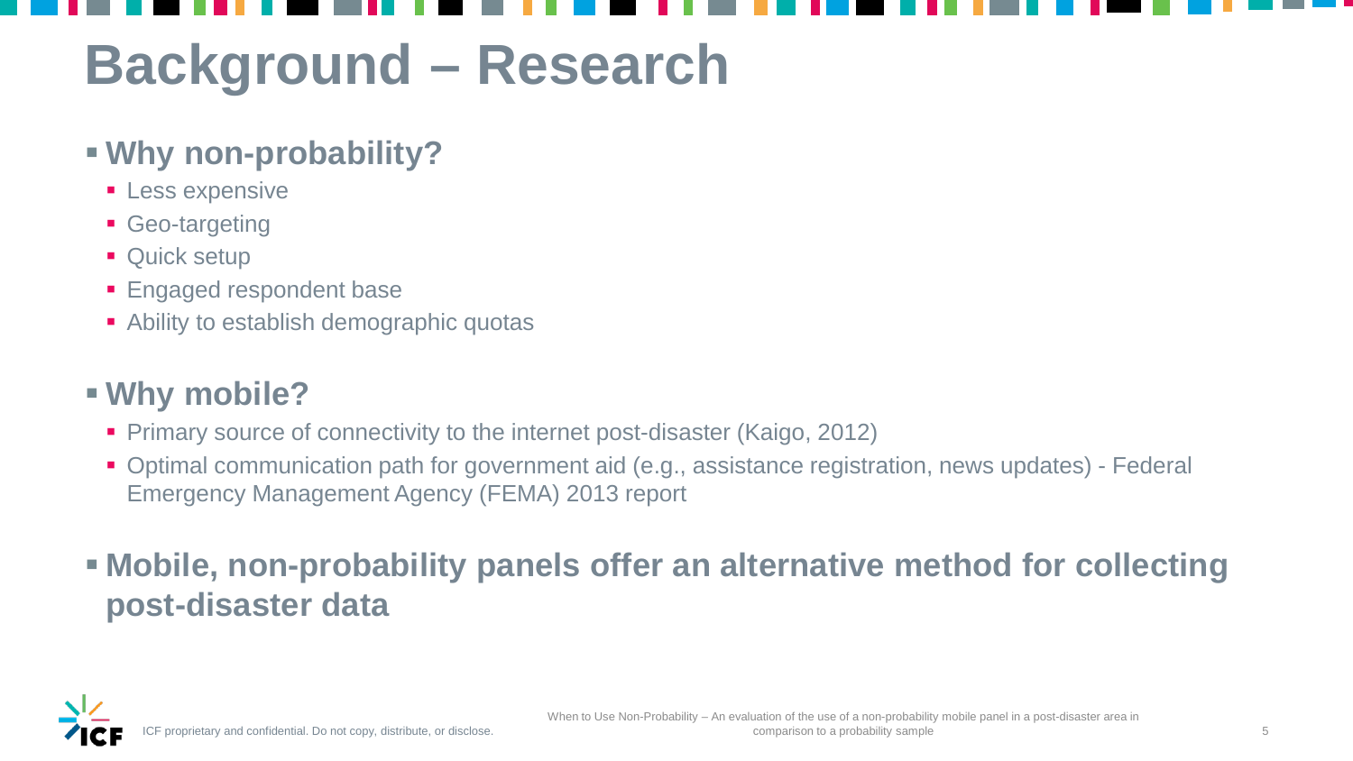# Background – Research

- **Why non-probability?**
  - Less expensive
  - Geo-targeting
  - Quick setup
  - Engaged respondent base
  - Ability to establish demographic quotas

- **Why mobile?**
  - Primary source of connectivity to the internet post-disaster (Kaigo, 2012)
  - Optimal communication path for government aid (e.g., assistance registration, news updates) - Federal Emergency Management Agency (FEMA) 2013 report

- **Mobile, non-probability panels offer an alternative method for collecting post-disaster data**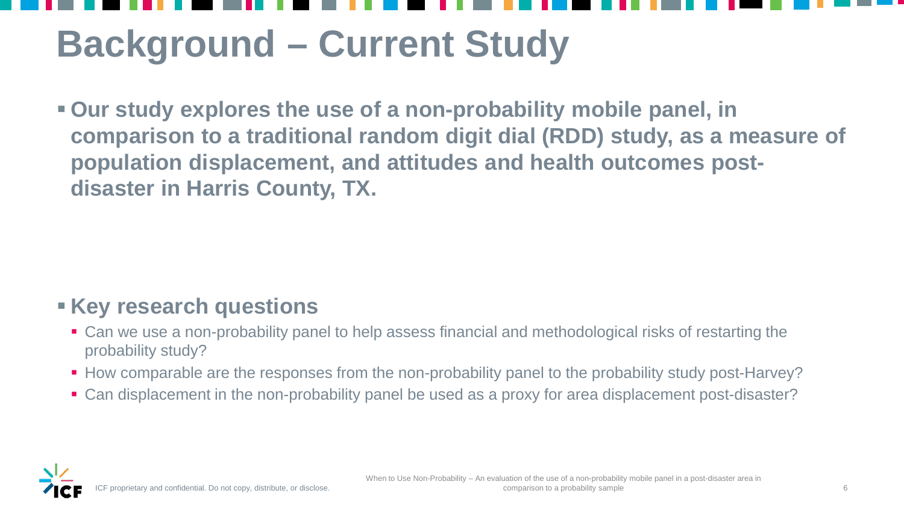# Background – Current Study

- **Our study explores the use of a non-probability mobile panel, in comparison to a traditional random digit dial (RDD) study, as a measure of population displacement, and attitudes and health outcomes post-disaster in Harris County, TX.**

- **Key research questions**
  - Can we use a non-probability panel to help assess financial and methodological risks of restarting the probability study?
  - How comparable are the responses from the non-probability panel to the probability study post-Harvey?
  - Can displacement in the non-probability panel be used as a proxy for area displacement post-disaster?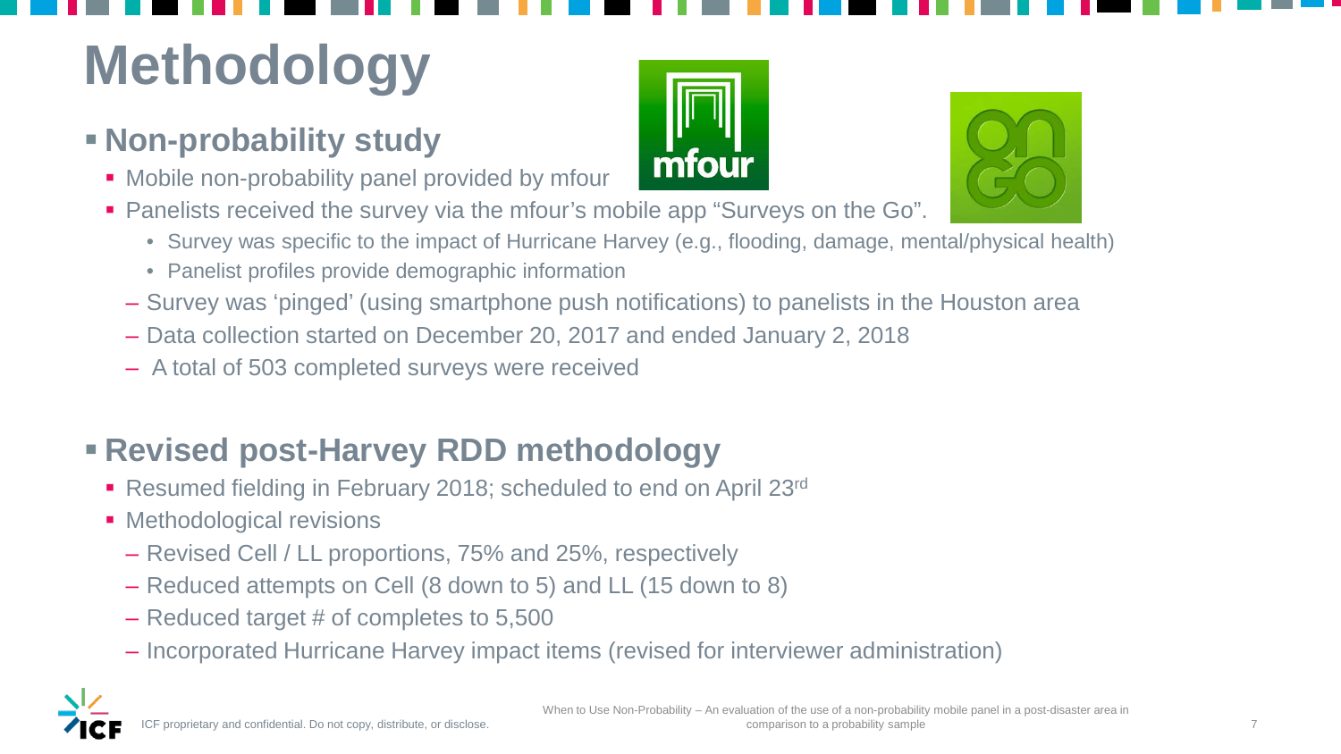# Methodology

- **Non-probability study**
  - Mobile non-probability panel provided by mfour
  - Panelists received the survey via the mfour's mobile app "Surveys on the Go".
    - Survey was specific to the impact of Hurricane Harvey (e.g., flooding, damage, mental/physical health)
    - Panelist profiles provide demographic information
  - Survey was 'pinged' (using smartphone push notifications) to panelists in the Houston area
  - Data collection started on December 20, 2017 and ended January 2, 2018
  - A total of 503 completed surveys were received

- **Revised post-Harvey RDD methodology**
  - Resumed fielding in February 2018; scheduled to end on April 23rd
  - Methodological revisions
    - Revised Cell / LL proportions, 75% and 25%, respectively
    - Reduced attempts on Cell (8 down to 5) and LL (15 down to 8)
    - Reduced target # of completes to 5,500
    - Incorporated Hurricane Harvey impact items (revised for interviewer administration)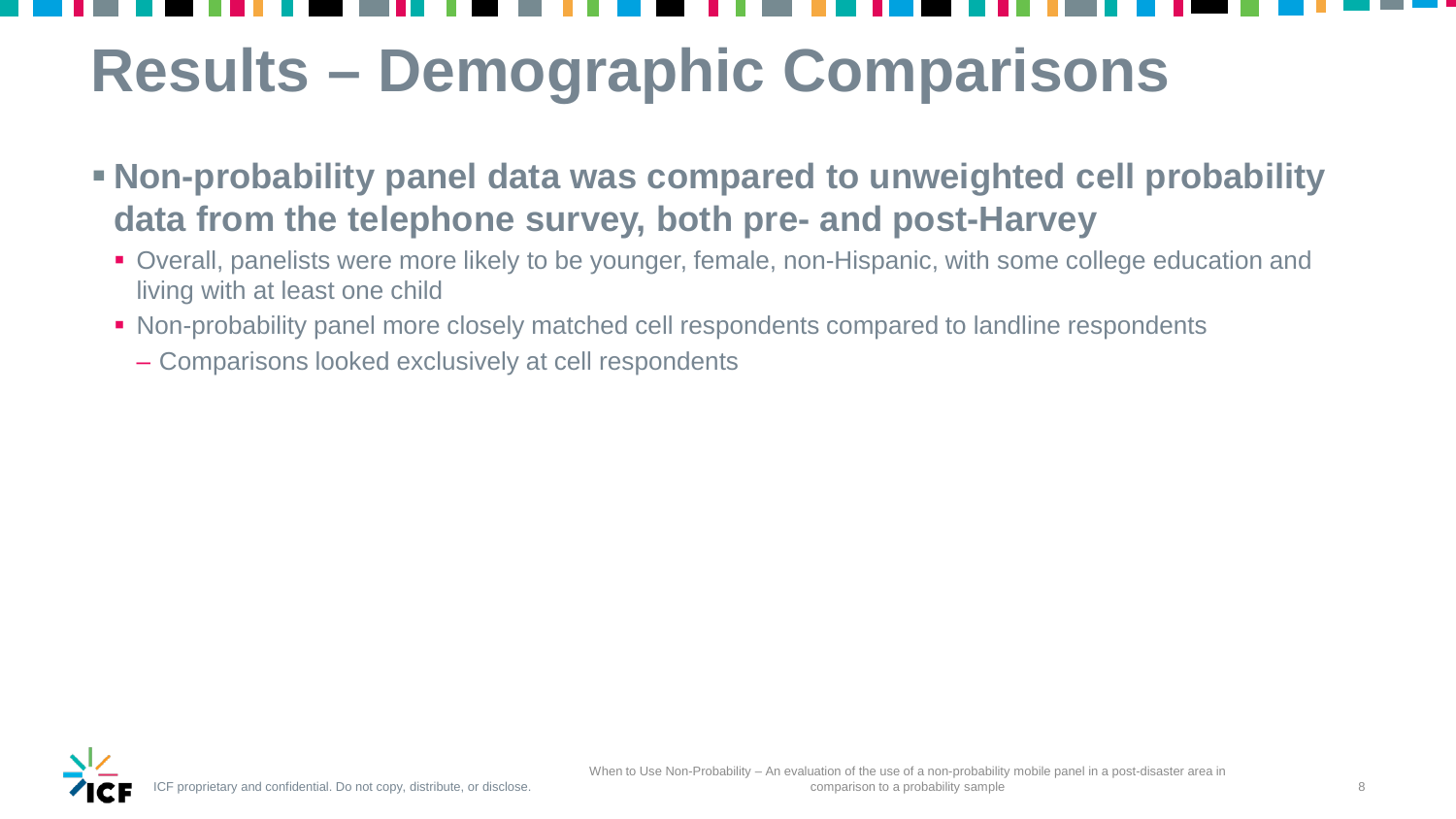# Results – Demographic Comparisons

- **Non-probability panel data was compared to unweighted cell probability data from the telephone survey, both pre- and post-Harvey**
  - Overall, panelists were more likely to be younger, female, non-Hispanic, with some college education and living with at least one child
  - Non-probability panel more closely matched cell respondents compared to landline respondents
    - Comparisons looked exclusively at cell respondents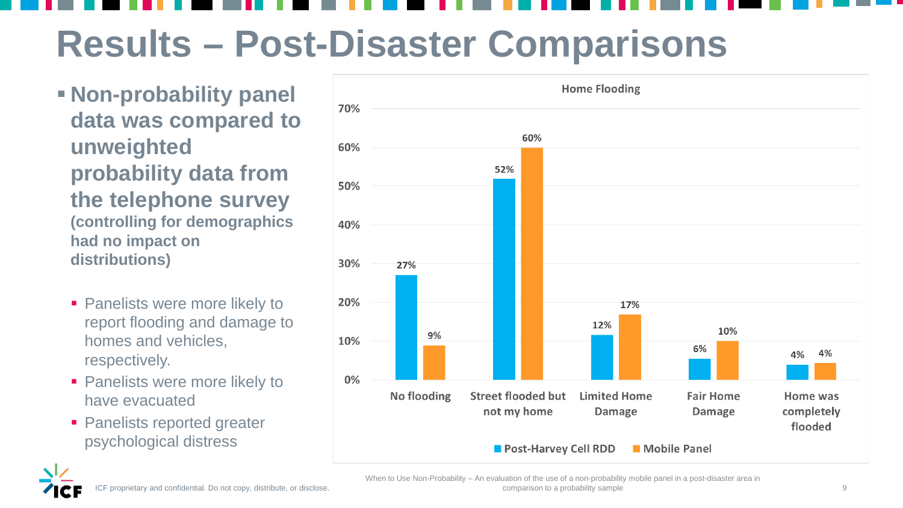# Results – Post-Disaster Comparisons

- **Non-probability panel data was compared to unweighted probability data from the telephone survey (controlling for demographics had no impact on distributions)**
  - Panelists were more likely to report flooding and damage to homes and vehicles, respectively.
  - Panelists were more likely to have evacuated
  - Panelists reported greater psychological distress

**Home Flooding**

| | Post-Harvey Cell RDD | Mobile Panel |
|---|---|---|
| No flooding | 27% | 9% |
| Street flooded but not my home | 52% | 60% |
| Limited Home Damage | 12% | 17% |
| Fair Home Damage | 6% | 10% |
| Home was completely flooded | 4% | 4% |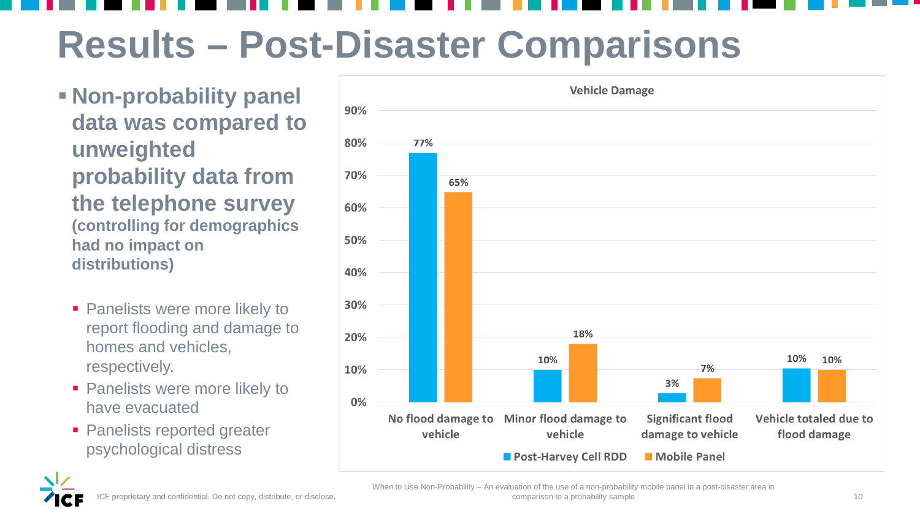# Results – Post-Disaster Comparisons

- **Non-probability panel data was compared to unweighted probability data from the telephone survey (controlling for demographics had no impact on distributions)**
  - Panelists were more likely to report flooding and damage to homes and vehicles, respectively.
  - Panelists were more likely to have evacuated
  - Panelists reported greater psychological distress

**Vehicle Damage**

| | Post-Harvey Cell RDD | Mobile Panel |
|---|---|---|
| No flood damage to vehicle | 77% | 65% |
| Minor flood damage to vehicle | 10% | 18% |
| Significant flood damage to vehicle | 3% | 7% |
| Vehicle totaled due to flood damage | 10% | 10% |

ICF proprietary and confidential. Do not copy, distribute, or disclose.

When to Use Non-Probability – An evaluation of the use of a non-probability mobile panel in a post-disaster area in comparison to a probability sample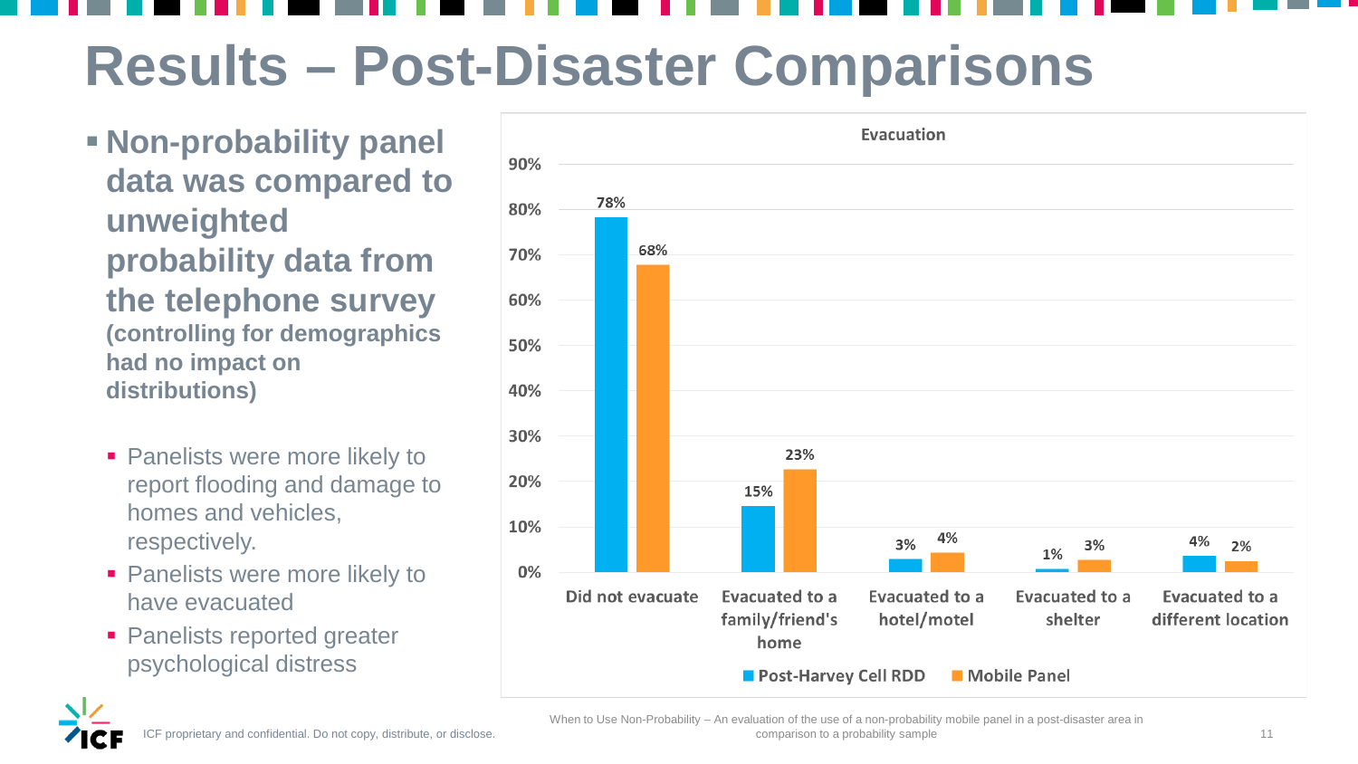# Results – Post-Disaster Comparisons

- **Non-probability panel data was compared to unweighted probability data from the telephone survey (controlling for demographics had no impact on distributions)**
  - Panelists were more likely to report flooding and damage to homes and vehicles, respectively.
  - Panelists were more likely to have evacuated
  - Panelists reported greater psychological distress

**Evacuation**

| | Post-Harvey Cell RDD | Mobile Panel |
|---|---|---|
| Did not evacuate | 78% | 68% |
| Evacuated to a family/friend's home | 15% | 23% |
| Evacuated to a hotel/motel | 3% | 4% |
| Evacuated to a shelter | 1% | 3% |
| Evacuated to a different location | 4% | 2% |

ICF proprietary and confidential. Do not copy, distribute, or disclose.

When to Use Non-Probability – An evaluation of the use of a non-probability mobile panel in a post-disaster area in comparison to a probability sample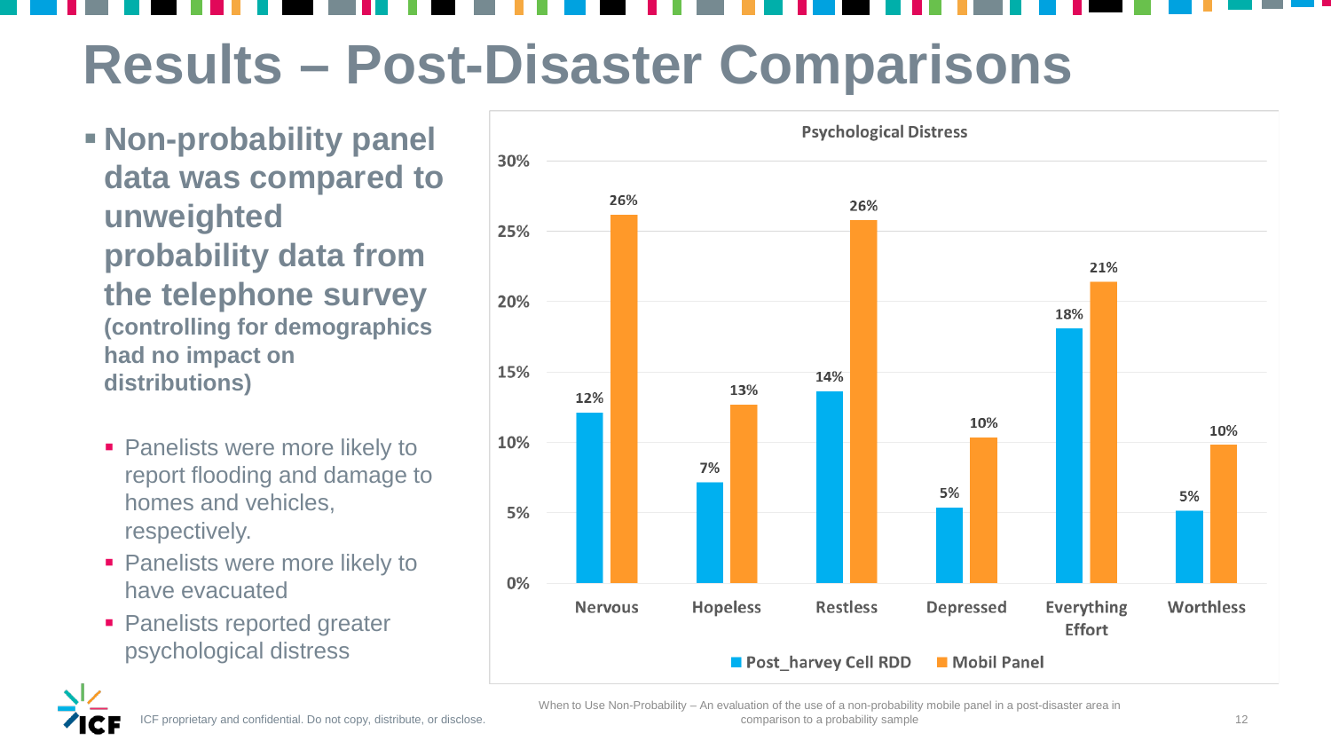# Results – Post-Disaster Comparisons

- **Non-probability panel data was compared to unweighted probability data from the telephone survey (controlling for demographics had no impact on distributions)**
  - Panelists were more likely to report flooding and damage to homes and vehicles, respectively.
  - Panelists were more likely to have evacuated
  - Panelists reported greater psychological distress

**Psychological Distress**

| | Post_harvey Cell RDD | Mobil Panel |
|---|---|---|
| Nervous | 12% | 26% |
| Hopeless | 7% | 13% |
| Restless | 14% | 26% |
| Depressed | 5% | 10% |
| Everything Effort | 18% | 21% |
| Worthless | 5% | 10% |

When to Use Non-Probability – An evaluation of the use of a non-probability mobile panel in a post-disaster area in comparison to a probability sample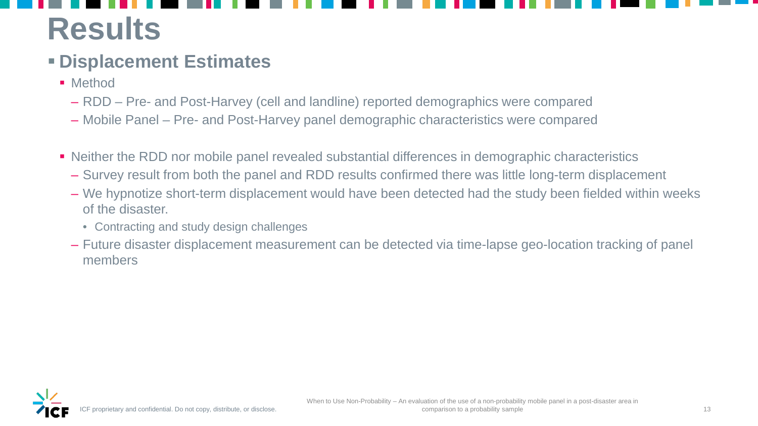# Results

## Displacement Estimates

- Method
  - RDD – Pre- and Post-Harvey (cell and landline) reported demographics were compared
  - Mobile Panel – Pre- and Post-Harvey panel demographic characteristics were compared

- Neither the RDD nor mobile panel revealed substantial differences in demographic characteristics
  - Survey result from both the panel and RDD results confirmed there was little long-term displacement
  - We hypnotize short-term displacement would have been detected had the study been fielded within weeks of the disaster.
    - Contracting and study design challenges
  - Future disaster displacement measurement can be detected via time-lapse geo-location tracking of panel members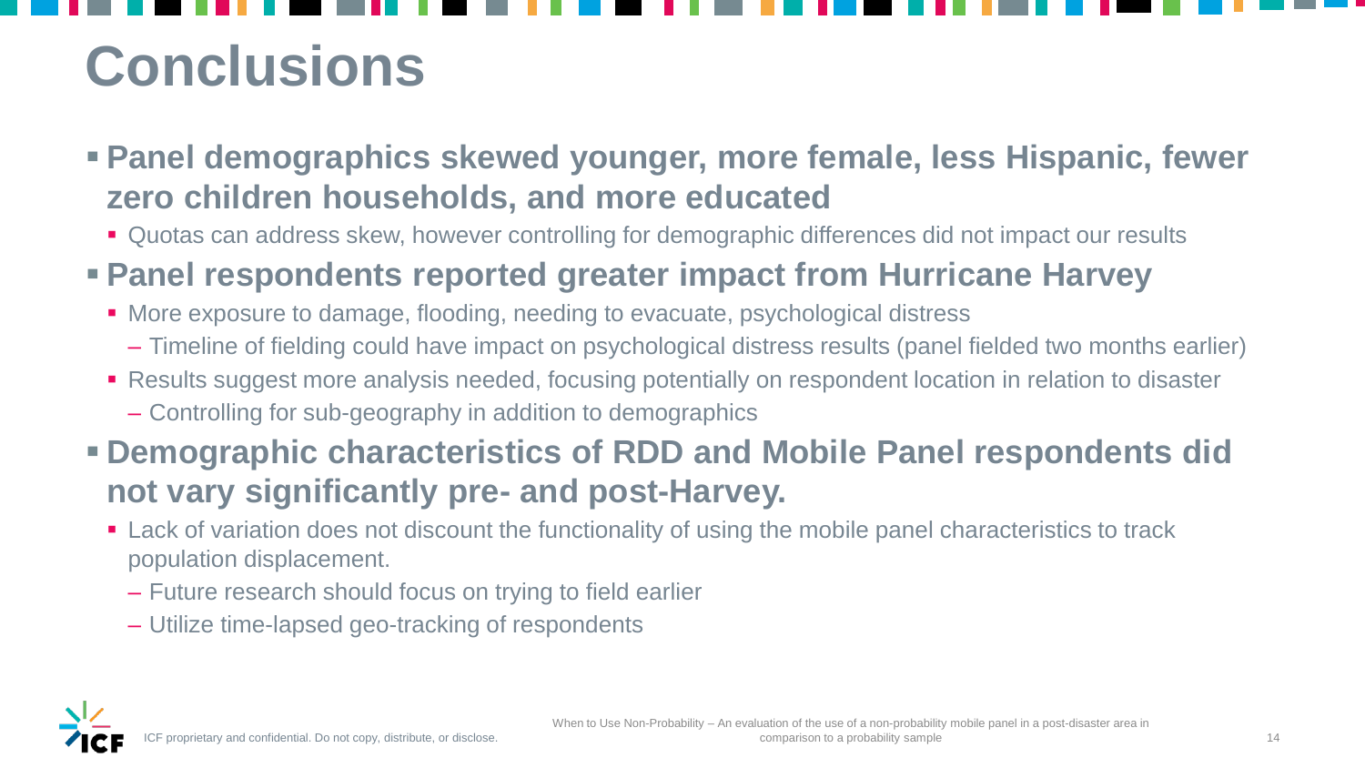# Conclusions

- **Panel demographics skewed younger, more female, less Hispanic, fewer zero children households, and more educated**
  - Quotas can address skew, however controlling for demographic differences did not impact our results
- **Panel respondents reported greater impact from Hurricane Harvey**
  - More exposure to damage, flooding, needing to evacuate, psychological distress
    - Timeline of fielding could have impact on psychological distress results (panel fielded two months earlier)
  - Results suggest more analysis needed, focusing potentially on respondent location in relation to disaster
    - Controlling for sub-geography in addition to demographics
- **Demographic characteristics of RDD and Mobile Panel respondents did not vary significantly pre- and post-Harvey.**
  - Lack of variation does not discount the functionality of using the mobile panel characteristics to track population displacement.
    - Future research should focus on trying to field earlier
    - Utilize time-lapsed geo-tracking of respondents